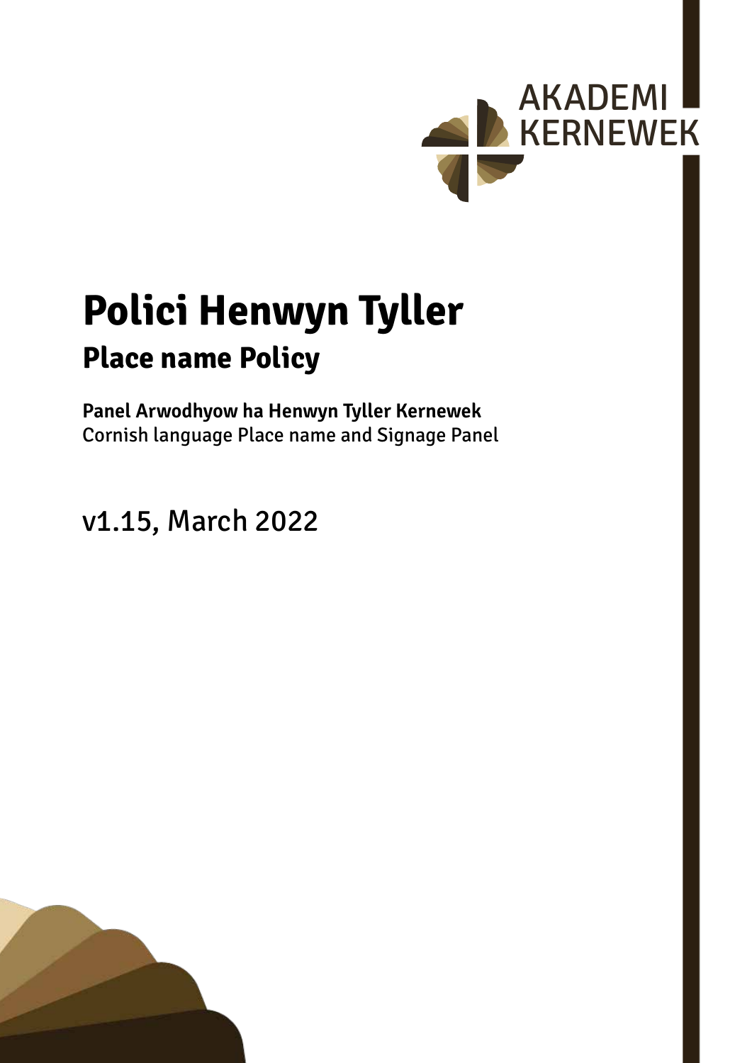AKADEMI KERNEWEK

# Polici Henwyn Tyller

## Place name Policy

**Panel Arwodhyow ha Henwyn Tyller Kernewek**
Cornish language Place name and Signage Panel

v1.15, March 2022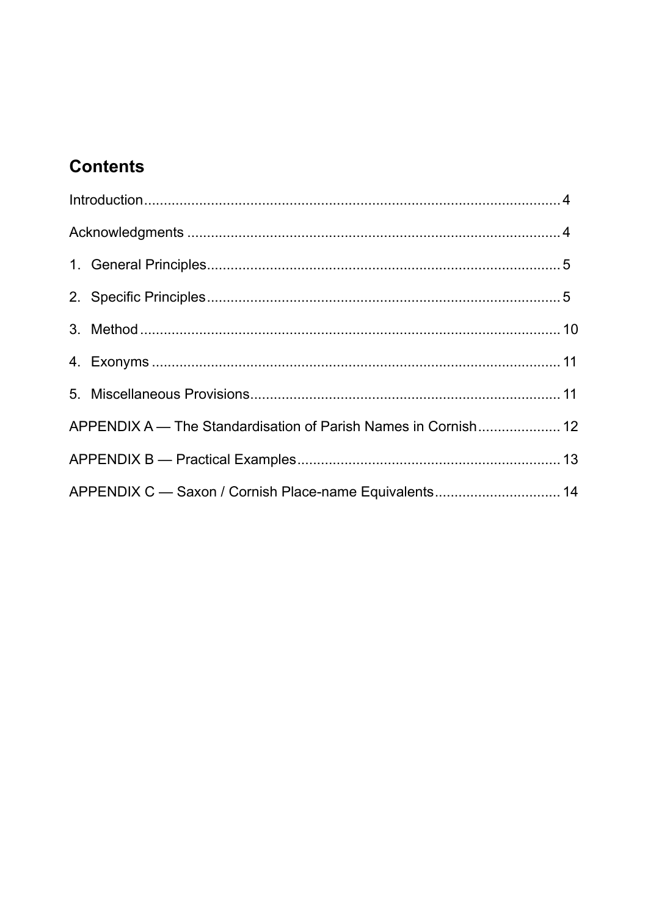## Contents

Introduction........................................................................................................ 4

Acknowledgments ............................................................................................. 4

1. General Principles......................................................................................... 5

2. Specific Principles......................................................................................... 5

3. Method ......................................................................................................... 10

4. Exonyms ...................................................................................................... 11

5. Miscellaneous Provisions............................................................................. 11

APPENDIX A — The Standardisation of Parish Names in Cornish..................... 12

APPENDIX B — Practical Examples.................................................................. 13

APPENDIX C — Saxon / Cornish Place-name Equivalents................................ 14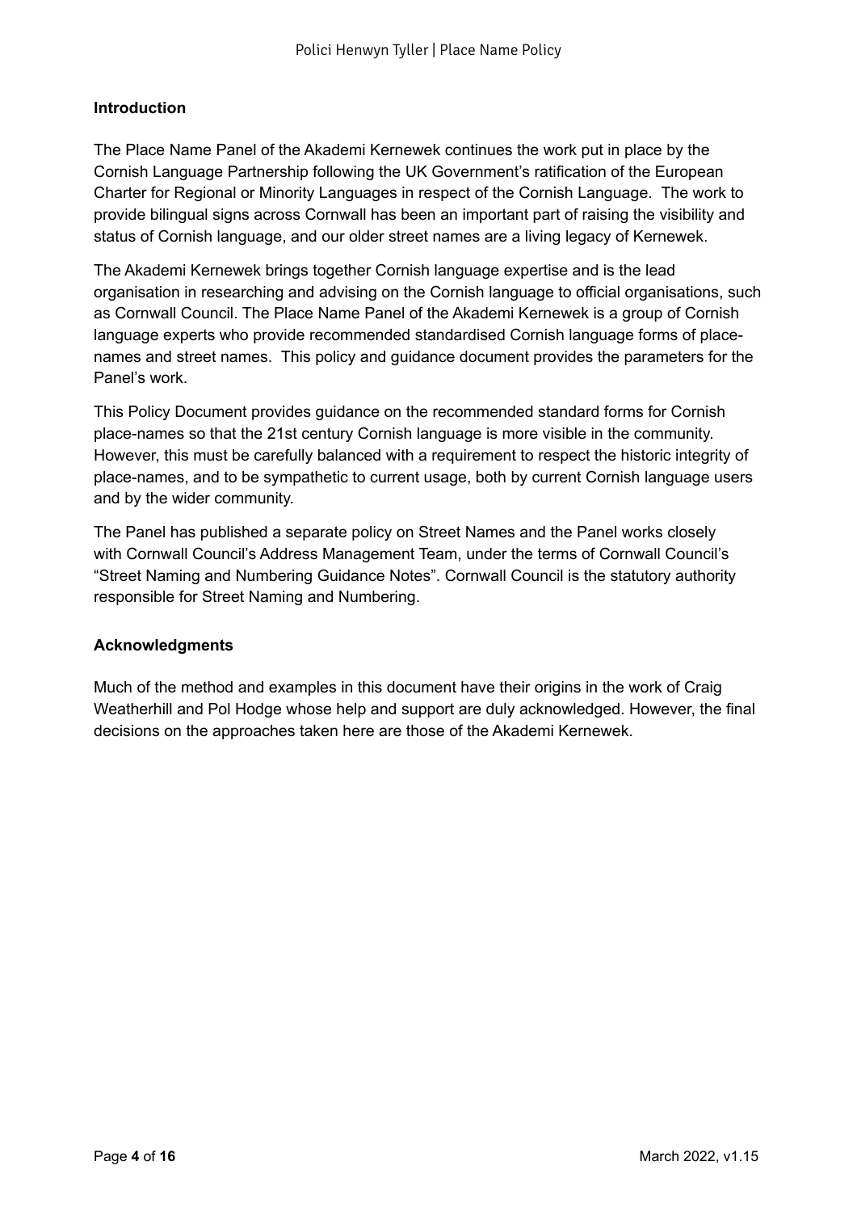## Introduction

The Place Name Panel of the Akademi Kernewek continues the work put in place by the Cornish Language Partnership following the UK Government's ratification of the European Charter for Regional or Minority Languages in respect of the Cornish Language. The work to provide bilingual signs across Cornwall has been an important part of raising the visibility and status of Cornish language, and our older street names are a living legacy of Kernewek.

The Akademi Kernewek brings together Cornish language expertise and is the lead organisation in researching and advising on the Cornish language to official organisations, such as Cornwall Council. The Place Name Panel of the Akademi Kernewek is a group of Cornish language experts who provide recommended standardised Cornish language forms of place-names and street names. This policy and guidance document provides the parameters for the Panel's work.

This Policy Document provides guidance on the recommended standard forms for Cornish place-names so that the 21st century Cornish language is more visible in the community. However, this must be carefully balanced with a requirement to respect the historic integrity of place-names, and to be sympathetic to current usage, both by current Cornish language users and by the wider community.

The Panel has published a separate policy on Street Names and the Panel works closely with Cornwall Council's Address Management Team, under the terms of Cornwall Council's "Street Naming and Numbering Guidance Notes". Cornwall Council is the statutory authority responsible for Street Naming and Numbering.

## Acknowledgments

Much of the method and examples in this document have their origins in the work of Craig Weatherhill and Pol Hodge whose help and support are duly acknowledged. However, the final decisions on the approaches taken here are those of the Akademi Kernewek.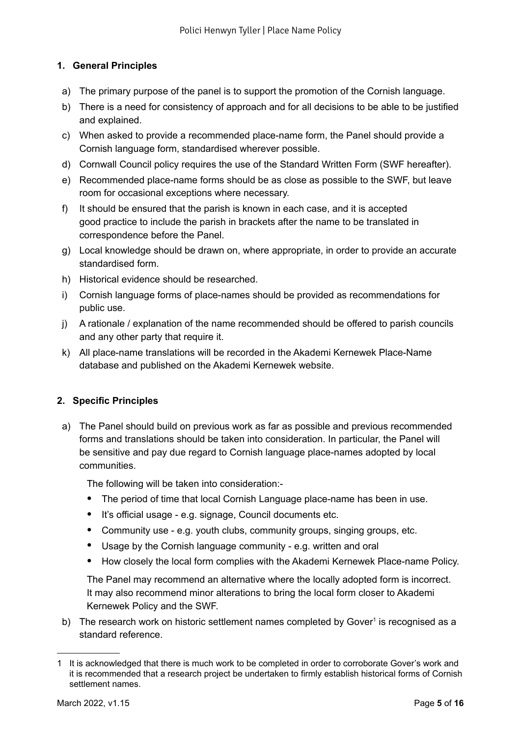## 1. General Principles

a) The primary purpose of the panel is to support the promotion of the Cornish language.

b) There is a need for consistency of approach and for all decisions to be able to be justified and explained.

c) When asked to provide a recommended place-name form, the Panel should provide a Cornish language form, standardised wherever possible.

d) Cornwall Council policy requires the use of the Standard Written Form (SWF hereafter).

e) Recommended place-name forms should be as close as possible to the SWF, but leave room for occasional exceptions where necessary.

f) It should be ensured that the parish is known in each case, and it is accepted good practice to include the parish in brackets after the name to be translated in correspondence before the Panel.

g) Local knowledge should be drawn on, where appropriate, in order to provide an accurate standardised form.

h) Historical evidence should be researched.

i) Cornish language forms of place-names should be provided as recommendations for public use.

j) A rationale / explanation of the name recommended should be offered to parish councils and any other party that require it.

k) All place-name translations will be recorded in the Akademi Kernewek Place-Name database and published on the Akademi Kernewek website.

## 2. Specific Principles

a) The Panel should build on previous work as far as possible and previous recommended forms and translations should be taken into consideration. In particular, the Panel will be sensitive and pay due regard to Cornish language place-names adopted by local communities.

   The following will be taken into consideration:-

   - The period of time that local Cornish Language place-name has been in use.
   - It's official usage - e.g. signage, Council documents etc.
   - Community use - e.g. youth clubs, community groups, singing groups, etc.
   - Usage by the Cornish language community - e.g. written and oral
   - How closely the local form complies with the Akademi Kernewek Place-name Policy.

   The Panel may recommend an alternative where the locally adopted form is incorrect. It may also recommend minor alterations to bring the local form closer to Akademi Kernewek Policy and the SWF.

b) The research work on historic settlement names completed by Gover[1] is recognised as a standard reference.

---

1 It is acknowledged that there is much work to be completed in order to corroborate Gover's work and it is recommended that a research project be undertaken to firmly establish historical forms of Cornish settlement names.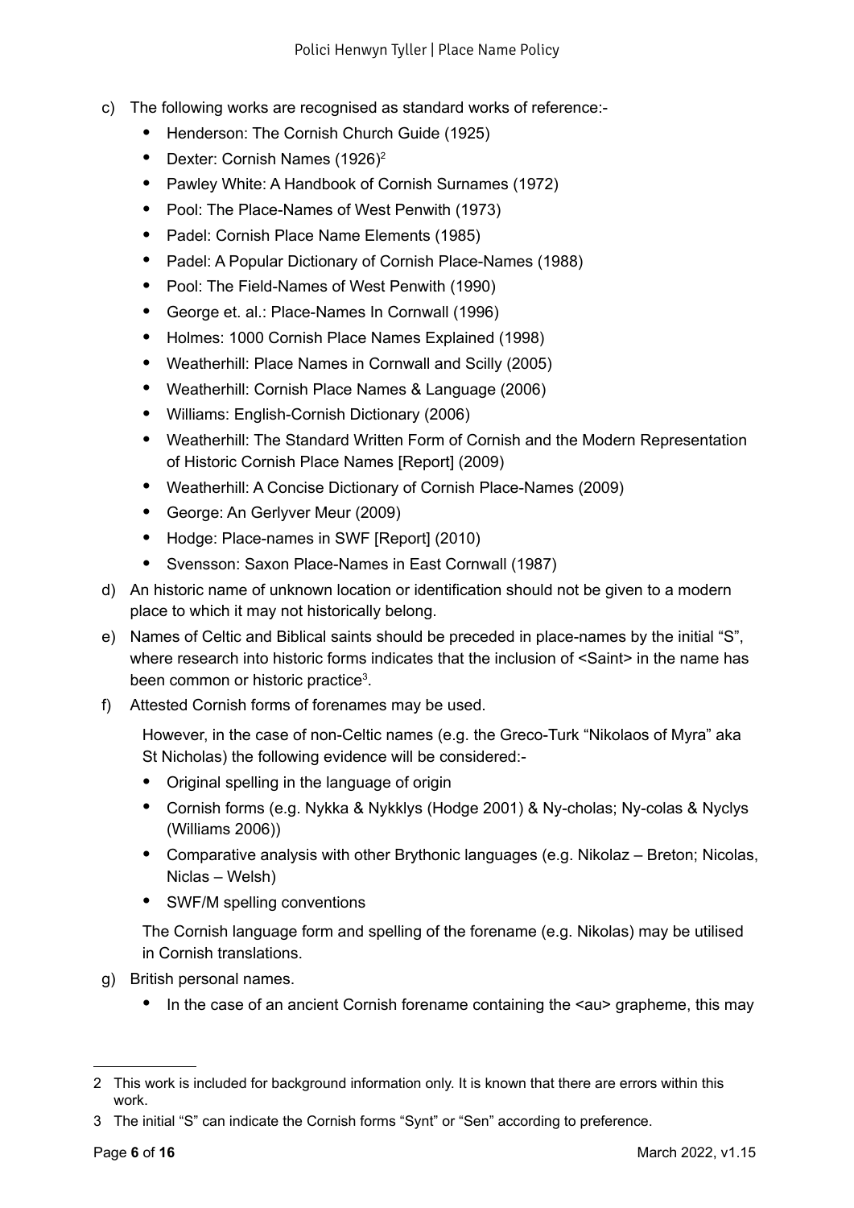c) The following works are recognised as standard works of reference:-
   - Henderson: The Cornish Church Guide (1925)
   - Dexter: Cornish Names (1926)[2]
   - Pawley White: A Handbook of Cornish Surnames (1972)
   - Pool: The Place-Names of West Penwith (1973)
   - Padel: Cornish Place Name Elements (1985)
   - Padel: A Popular Dictionary of Cornish Place-Names (1988)
   - Pool: The Field-Names of West Penwith (1990)
   - George et. al.: Place-Names In Cornwall (1996)
   - Holmes: 1000 Cornish Place Names Explained (1998)
   - Weatherhill: Place Names in Cornwall and Scilly (2005)
   - Weatherhill: Cornish Place Names & Language (2006)
   - Williams: English-Cornish Dictionary (2006)
   - Weatherhill: The Standard Written Form of Cornish and the Modern Representation of Historic Cornish Place Names [Report] (2009)
   - Weatherhill: A Concise Dictionary of Cornish Place-Names (2009)
   - George: An Gerlyver Meur (2009)
   - Hodge: Place-names in SWF [Report] (2010)
   - Svensson: Saxon Place-Names in East Cornwall (1987)

d) An historic name of unknown location or identification should not be given to a modern place to which it may not historically belong.

e) Names of Celtic and Biblical saints should be preceded in place-names by the initial "S", where research into historic forms indicates that the inclusion of <Saint> in the name has been common or historic practice[3].

f) Attested Cornish forms of forenames may be used.

   However, in the case of non-Celtic names (e.g. the Greco-Turk "Nikolaos of Myra" aka St Nicholas) the following evidence will be considered:-
   - Original spelling in the language of origin
   - Cornish forms (e.g. Nykka & Nykklys (Hodge 2001) & Ny-cholas; Ny-colas & Nyclys (Williams 2006))
   - Comparative analysis with other Brythonic languages (e.g. Nikolaz – Breton; Nicolas, Niclas – Welsh)
   - SWF/M spelling conventions

   The Cornish language form and spelling of the forename (e.g. Nikolas) may be utilised in Cornish translations.

g) British personal names.
   - In the case of an ancient Cornish forename containing the <au> grapheme, this may

---

2 This work is included for background information only. It is known that there are errors within this work.

3 The initial "S" can indicate the Cornish forms "Synt" or "Sen" according to preference.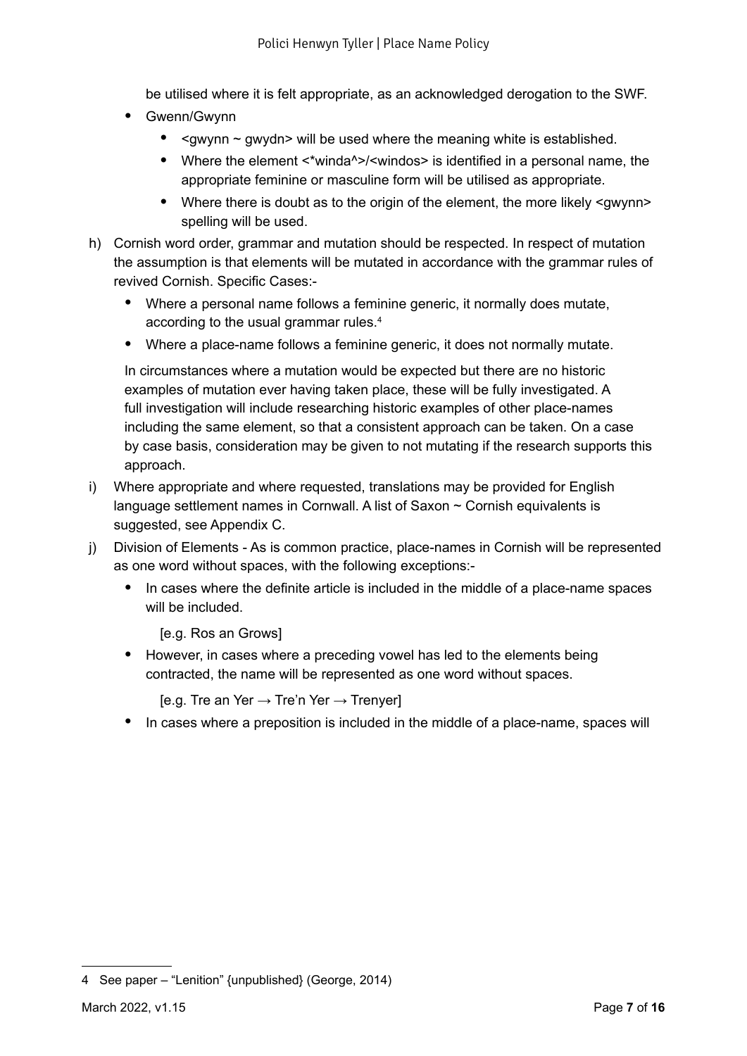be utilised where it is felt appropriate, as an acknowledged derogation to the SWF.

- Gwenn/Gwynn
  - <gwynn ~ gwydn> will be used where the meaning white is established.
  - Where the element <*winda^>/<windos> is identified in a personal name, the appropriate feminine or masculine form will be utilised as appropriate.
  - Where there is doubt as to the origin of the element, the more likely <gwynn> spelling will be used.

h) Cornish word order, grammar and mutation should be respected. In respect of mutation the assumption is that elements will be mutated in accordance with the grammar rules of revived Cornish. Specific Cases:-

- Where a personal name follows a feminine generic, it normally does mutate, according to the usual grammar rules.[4]
- Where a place-name follows a feminine generic, it does not normally mutate.

In circumstances where a mutation would be expected but there are no historic examples of mutation ever having taken place, these will be fully investigated. A full investigation will include researching historic examples of other place-names including the same element, so that a consistent approach can be taken. On a case by case basis, consideration may be given to not mutating if the research supports this approach.

i) Where appropriate and where requested, translations may be provided for English language settlement names in Cornwall. A list of Saxon ~ Cornish equivalents is suggested, see Appendix C.

j) Division of Elements - As is common practice, place-names in Cornish will be represented as one word without spaces, with the following exceptions:-

- In cases where the definite article is included in the middle of a place-name spaces will be included.

  [e.g. Ros an Grows]

- However, in cases where a preceding vowel has led to the elements being contracted, the name will be represented as one word without spaces.

  [e.g. Tre an Yer → Tre'n Yer → Trenyer]

- In cases where a preposition is included in the middle of a place-name, spaces will

---

4 See paper – "Lenition" {unpublished} (George, 2014)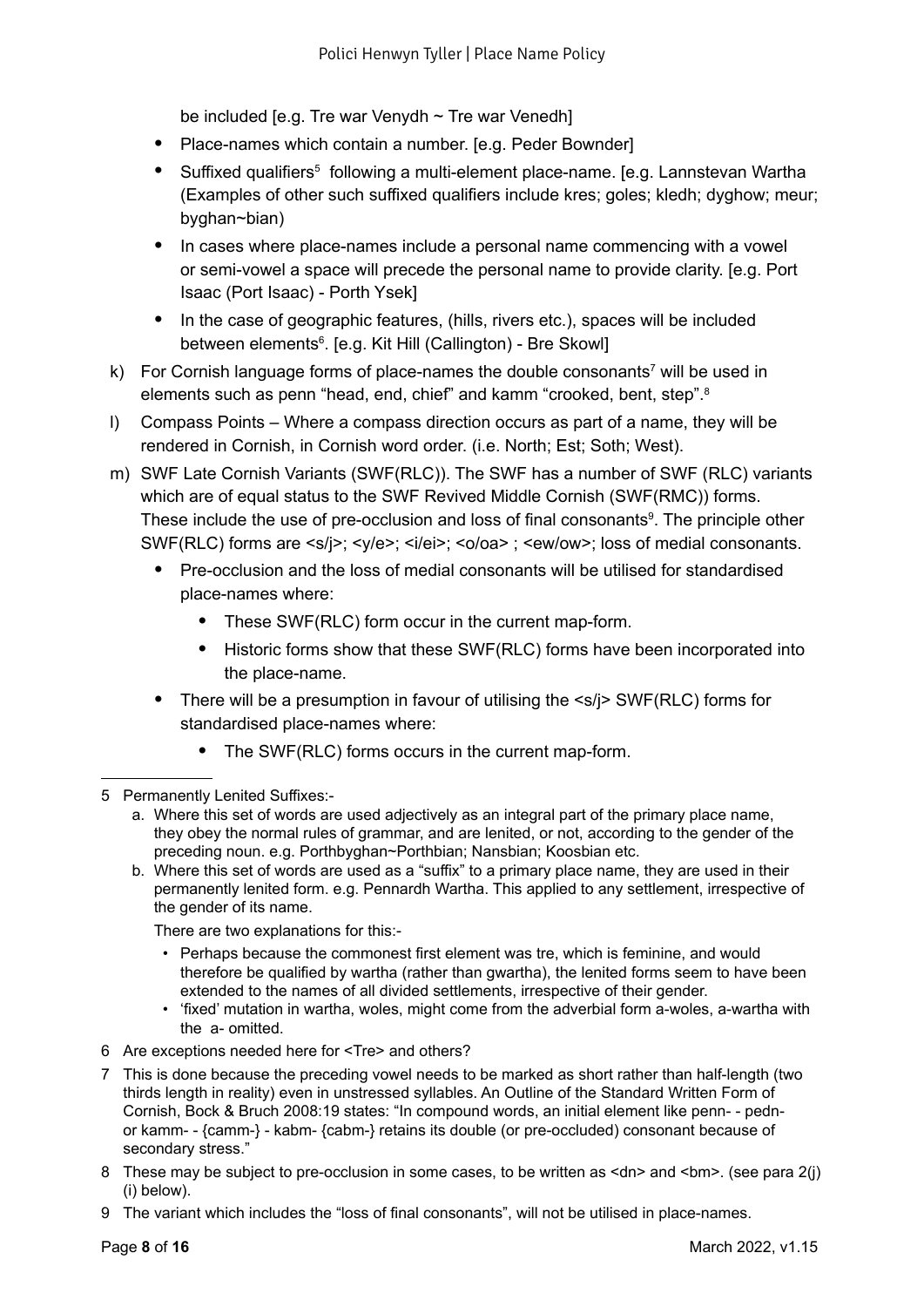be included [e.g. Tre war Venydh ~ Tre war Venedh]

- Place-names which contain a number. [e.g. Peder Bownder]
- Suffixed qualifiers[5] following a multi-element place-name. [e.g. Lannstevan Wartha (Examples of other such suffixed qualifiers include kres; goles; kledh; dyghow; meur; byghan~bian)
- In cases where place-names include a personal name commencing with a vowel or semi-vowel a space will precede the personal name to provide clarity. [e.g. Port Isaac (Port Isaac) - Porth Ysek]
- In the case of geographic features, (hills, rivers etc.), spaces will be included between elements[6]. [e.g. Kit Hill (Callington) - Bre Skowl]

k) For Cornish language forms of place-names the double consonants[7] will be used in elements such as penn "head, end, chief" and kamm "crooked, bent, step".[8]

l) Compass Points – Where a compass direction occurs as part of a name, they will be rendered in Cornish, in Cornish word order. (i.e. North; Est; Soth; West).

m) SWF Late Cornish Variants (SWF(RLC)). The SWF has a number of SWF (RLC) variants which are of equal status to the SWF Revived Middle Cornish (SWF(RMC)) forms. These include the use of pre-occlusion and loss of final consonants[9]. The principle other SWF(RLC) forms are <s/j>; <y/e>; <i/ei>; <o/oa> ; <ew/ow>; loss of medial consonants.

- Pre-occlusion and the loss of medial consonants will be utilised for standardised place-names where:
  - These SWF(RLC) form occur in the current map-form.
  - Historic forms show that these SWF(RLC) forms have been incorporated into the place-name.
- There will be a presumption in favour of utilising the <s/j> SWF(RLC) forms for standardised place-names where:
  - The SWF(RLC) forms occurs in the current map-form.

---

5 Permanently Lenited Suffixes:-

a. Where this set of words are used adjectively as an integral part of the primary place name, they obey the normal rules of grammar, and are lenited, or not, according to the gender of the preceding noun. e.g. Porthbyghan~Porthbian; Nansbian; Koosbian etc.

b. Where this set of words are used as a "suffix" to a primary place name, they are used in their permanently lenited form. e.g. Pennardh Wartha. This applied to any settlement, irrespective of the gender of its name.

There are two explanations for this:-

- Perhaps because the commonest first element was tre, which is feminine, and would therefore be qualified by wartha (rather than gwartha), the lenited forms seem to have been extended to the names of all divided settlements, irrespective of their gender.
- 'fixed' mutation in wartha, woles, might come from the adverbial form a-woles, a-wartha with the a- omitted.

6 Are exceptions needed here for <Tre> and others?

7 This is done because the preceding vowel needs to be marked as short rather than half-length (two thirds length in reality) even in unstressed syllables. An Outline of the Standard Written Form of Cornish, Bock & Bruch 2008:19 states: "In compound words, an initial element like penn- - pedn- or kamm- - {camm-} - kabm- {cabm-} retains its double (or pre-occluded) consonant because of secondary stress."

8 These may be subject to pre-occlusion in some cases, to be written as <dn> and <bm>. (see para 2(j) (i) below).

9 The variant which includes the "loss of final consonants", will not be utilised in place-names.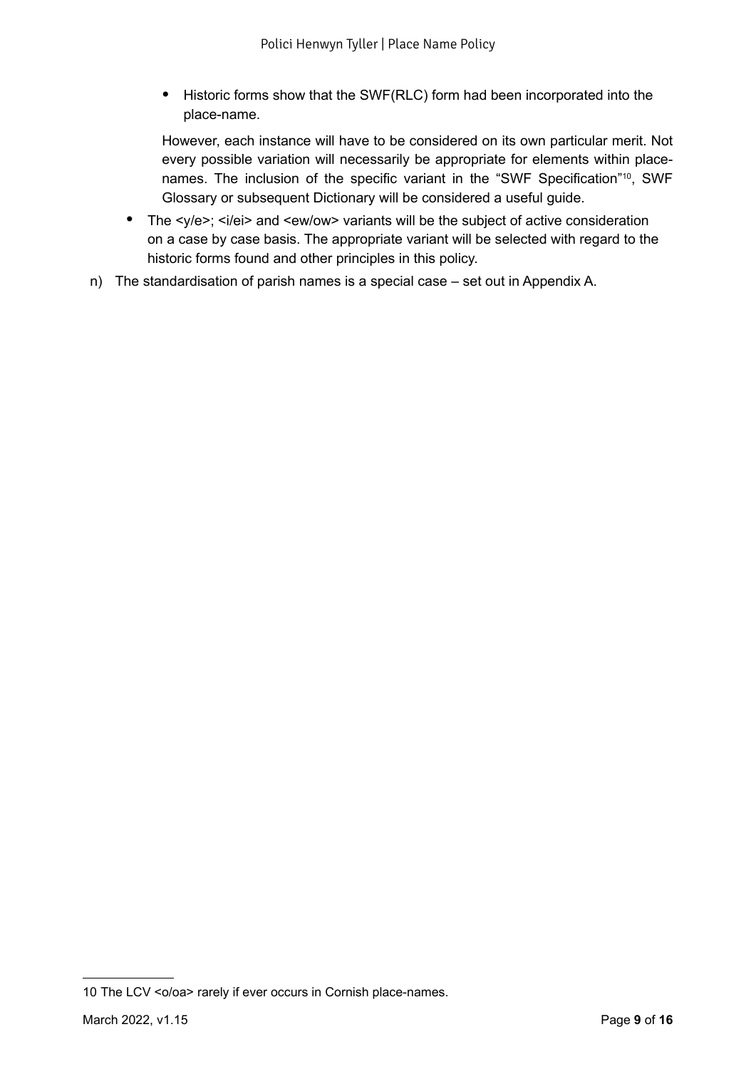- Historic forms show that the SWF(RLC) form had been incorporated into the place-name.

  However, each instance will have to be considered on its own particular merit. Not every possible variation will necessarily be appropriate for elements within place-names. The inclusion of the specific variant in the "SWF Specification"[10], SWF Glossary or subsequent Dictionary will be considered a useful guide.

- The <y/e>; <i/ei> and <ew/ow> variants will be the subject of active consideration on a case by case basis. The appropriate variant will be selected with regard to the historic forms found and other principles in this policy.

n) The standardisation of parish names is a special case – set out in Appendix A.

---

10 The LCV <o/oa> rarely if ever occurs in Cornish place-names.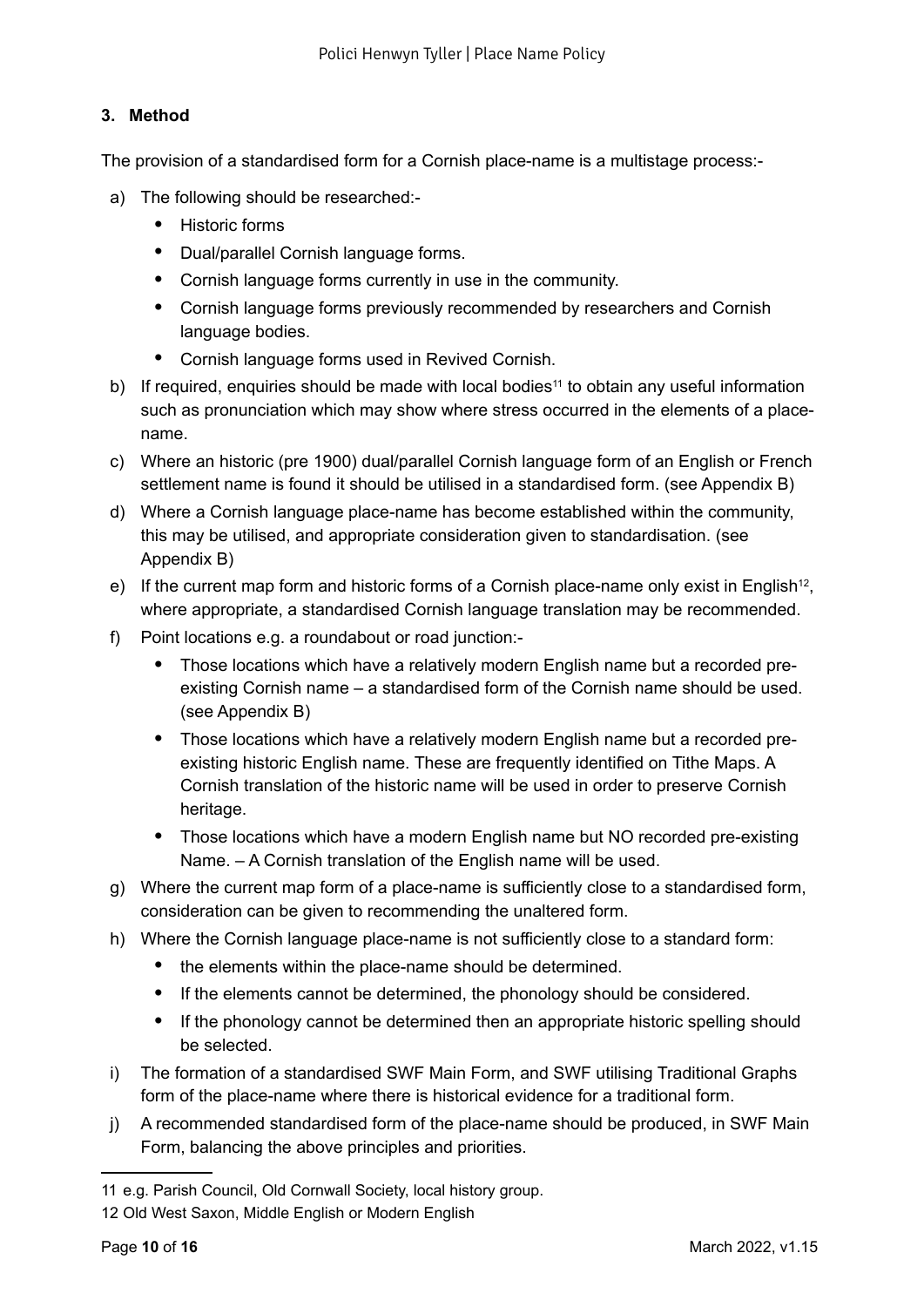### 3. Method

The provision of a standardised form for a Cornish place-name is a multistage process:-

a) The following should be researched:-
   - Historic forms
   - Dual/parallel Cornish language forms.
   - Cornish language forms currently in use in the community.
   - Cornish language forms previously recommended by researchers and Cornish language bodies.
   - Cornish language forms used in Revived Cornish.

b) If required, enquiries should be made with local bodies[11] to obtain any useful information such as pronunciation which may show where stress occurred in the elements of a place-name.

c) Where an historic (pre 1900) dual/parallel Cornish language form of an English or French settlement name is found it should be utilised in a standardised form. (see Appendix B)

d) Where a Cornish language place-name has become established within the community, this may be utilised, and appropriate consideration given to standardisation. (see Appendix B)

e) If the current map form and historic forms of a Cornish place-name only exist in English[12], where appropriate, a standardised Cornish language translation may be recommended.

f) Point locations e.g. a roundabout or road junction:-
   - Those locations which have a relatively modern English name but a recorded pre-existing Cornish name – a standardised form of the Cornish name should be used. (see Appendix B)
   - Those locations which have a relatively modern English name but a recorded pre-existing historic English name. These are frequently identified on Tithe Maps. A Cornish translation of the historic name will be used in order to preserve Cornish heritage.
   - Those locations which have a modern English name but NO recorded pre-existing Name. – A Cornish translation of the English name will be used.

g) Where the current map form of a place-name is sufficiently close to a standardised form, consideration can be given to recommending the unaltered form.

h) Where the Cornish language place-name is not sufficiently close to a standard form:
   - the elements within the place-name should be determined.
   - If the elements cannot be determined, the phonology should be considered.
   - If the phonology cannot be determined then an appropriate historic spelling should be selected.

i) The formation of a standardised SWF Main Form, and SWF utilising Traditional Graphs form of the place-name where there is historical evidence for a traditional form.

j) A recommended standardised form of the place-name should be produced, in SWF Main Form, balancing the above principles and priorities.

---

11 e.g. Parish Council, Old Cornwall Society, local history group.

12 Old West Saxon, Middle English or Modern English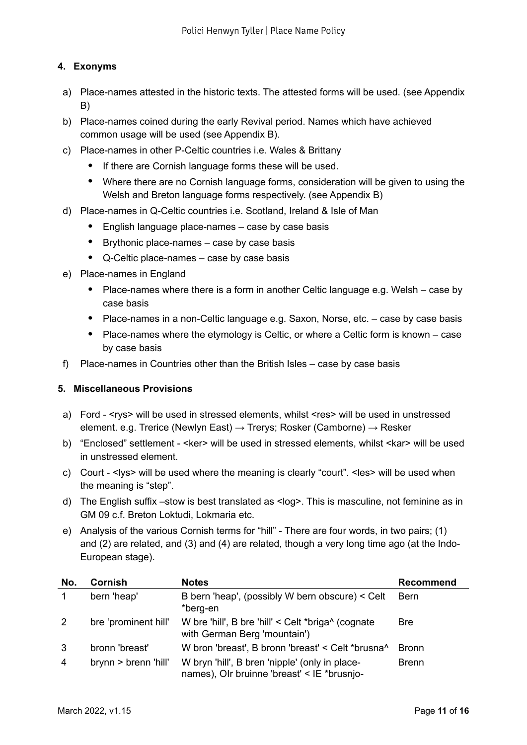## 4. Exonyms

a) Place-names attested in the historic texts. The attested forms will be used. (see Appendix B)

b) Place-names coined during the early Revival period. Names which have achieved common usage will be used (see Appendix B).

c) Place-names in other P-Celtic countries i.e. Wales & Brittany
   - If there are Cornish language forms these will be used.
   - Where there are no Cornish language forms, consideration will be given to using the Welsh and Breton language forms respectively. (see Appendix B)

d) Place-names in Q-Celtic countries i.e. Scotland, Ireland & Isle of Man
   - English language place-names – case by case basis
   - Brythonic place-names – case by case basis
   - Q-Celtic place-names – case by case basis

e) Place-names in England
   - Place-names where there is a form in another Celtic language e.g. Welsh – case by case basis
   - Place-names in a non-Celtic language e.g. Saxon, Norse, etc. – case by case basis
   - Place-names where the etymology is Celtic, or where a Celtic form is known – case by case basis

f) Place-names in Countries other than the British Isles – case by case basis

## 5. Miscellaneous Provisions

a) Ford - <rys> will be used in stressed elements, whilst <res> will be used in unstressed element. e.g. Trerice (Newlyn East) → Trerys; Rosker (Camborne) → Resker

b) "Enclosed" settlement - <ker> will be used in stressed elements, whilst <kar> will be used in unstressed element.

c) Court - <lys> will be used where the meaning is clearly "court". <les> will be used when the meaning is "step".

d) The English suffix –stow is best translated as <log>. This is masculine, not feminine as in GM 09 c.f. Breton Loktudi, Lokmaria etc.

e) Analysis of the various Cornish terms for "hill" - There are four words, in two pairs; (1) and (2) are related, and (3) and (4) are related, though a very long time ago (at the Indo-European stage).

| No. | Cornish | Notes | Recommend |
|---|---|---|---|
| 1 | bern 'heap' | B bern 'heap', (possibly W bern obscure) < Celt *berg-en | Bern |
| 2 | bre 'prominent hill' | W bre 'hill', B bre 'hill' < Celt *briga^ (cognate with German Berg 'mountain') | Bre |
| 3 | bronn 'breast' | W bron 'breast', B bronn 'breast' < Celt *brusna^ | Bronn |
| 4 | brynn > brenn 'hill' | W bryn 'hill', B bren 'nipple' (only in place-names), OIr bruinne 'breast' < IE *brusnjo- | Brenn |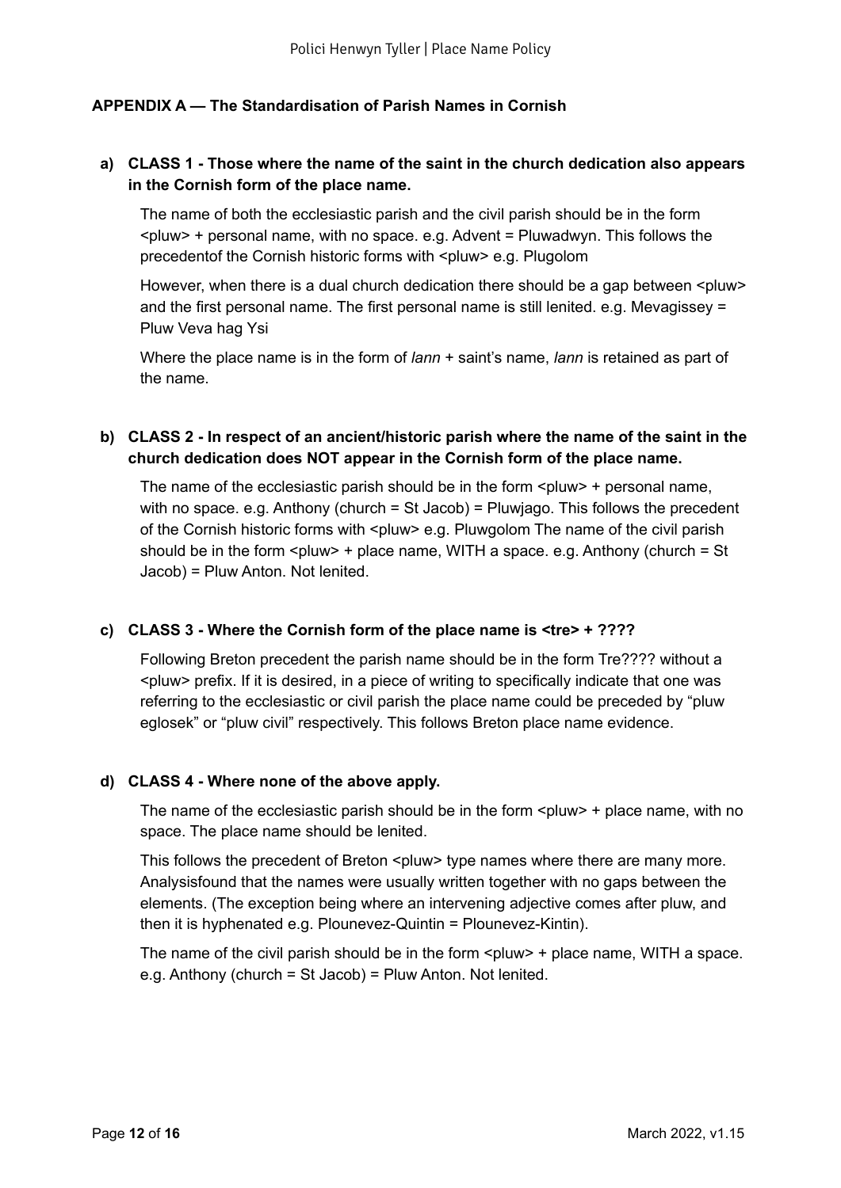## APPENDIX A — The Standardisation of Parish Names in Cornish

a) **CLASS 1 - Those where the name of the saint in the church dedication also appears in the Cornish form of the place name.**

   The name of both the ecclesiastic parish and the civil parish should be in the form <pluw> + personal name, with no space. e.g. Advent = Pluwadwyn. This follows the precedentof the Cornish historic forms with <pluw> e.g. Plugolom

   However, when there is a dual church dedication there should be a gap between <pluw> and the first personal name. The first personal name is still lenited. e.g. Mevagissey = Pluw Veva hag Ysi

   Where the place name is in the form of *lann* + saint's name, *lann* is retained as part of the name.

b) **CLASS 2 - In respect of an ancient/historic parish where the name of the saint in the church dedication does NOT appear in the Cornish form of the place name.**

   The name of the ecclesiastic parish should be in the form <pluw> + personal name, with no space. e.g. Anthony (church = St Jacob) = Pluwjago. This follows the precedent of the Cornish historic forms with <pluw> e.g. Pluwgolom The name of the civil parish should be in the form <pluw> + place name, WITH a space. e.g. Anthony (church = St Jacob) = Pluw Anton. Not lenited.

c) **CLASS 3 - Where the Cornish form of the place name is <tre> + ????**

   Following Breton precedent the parish name should be in the form Tre???? without a <pluw> prefix. If it is desired, in a piece of writing to specifically indicate that one was referring to the ecclesiastic or civil parish the place name could be preceded by "pluw eglosek" or "pluw civil" respectively. This follows Breton place name evidence.

d) **CLASS 4 - Where none of the above apply.**

   The name of the ecclesiastic parish should be in the form <pluw> + place name, with no space. The place name should be lenited.

   This follows the precedent of Breton <pluw> type names where there are many more. Analysisfound that the names were usually written together with no gaps between the elements. (The exception being where an intervening adjective comes after pluw, and then it is hyphenated e.g. Plounevez-Quintin = Plounevez-Kintin).

   The name of the civil parish should be in the form <pluw> + place name, WITH a space. e.g. Anthony (church = St Jacob) = Pluw Anton. Not lenited.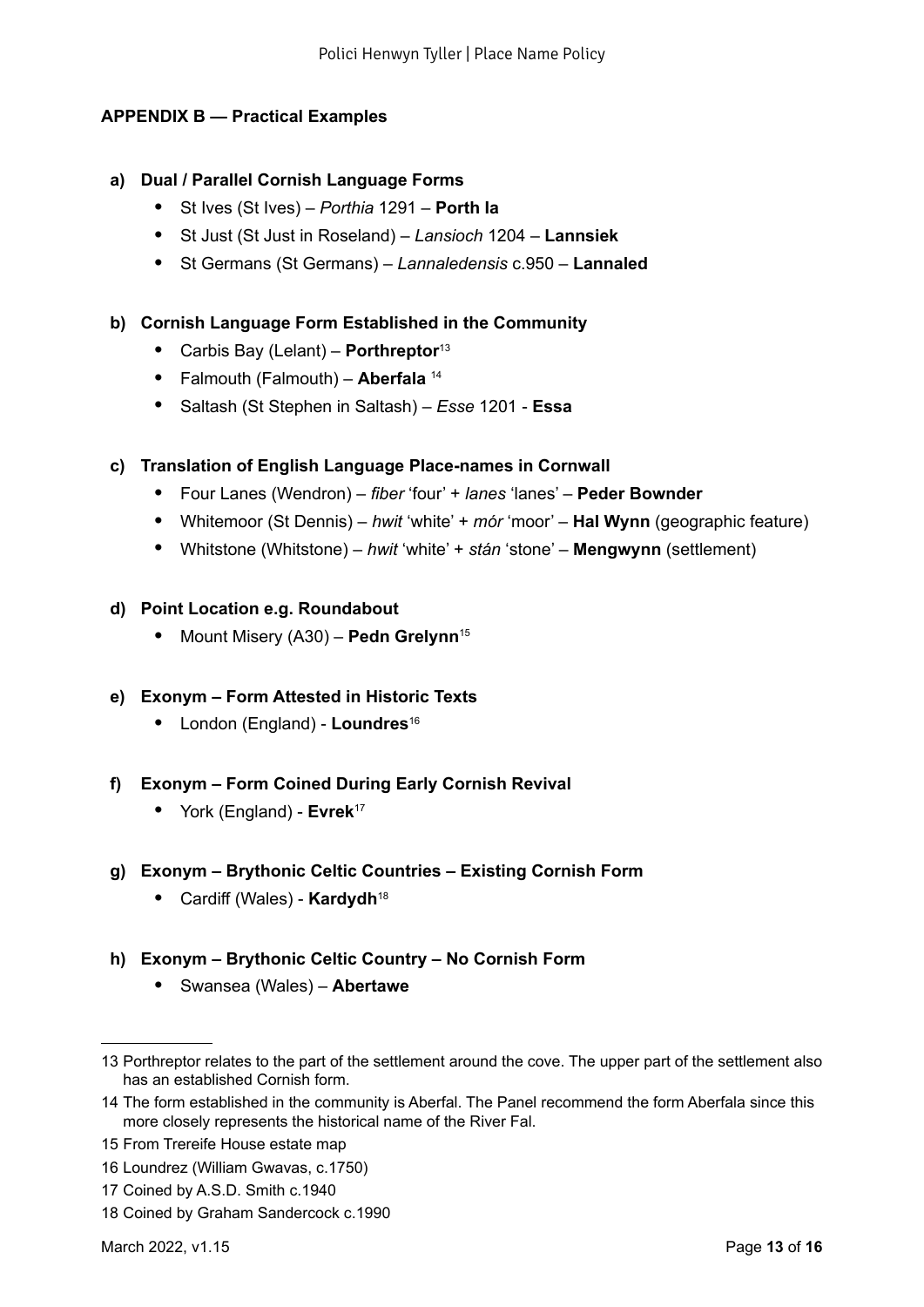## APPENDIX B — Practical Examples

**a) Dual / Parallel Cornish Language Forms**

- St Ives (St Ives) – *Porthia* 1291 – **Porth Ia**
- St Just (St Just in Roseland) – *Lansioch* 1204 – **Lannsiek**
- St Germans (St Germans) – *Lannaledensis* c.950 – **Lannaled**

**b) Cornish Language Form Established in the Community**

- Carbis Bay (Lelant) – **Porthreptor**[13]
- Falmouth (Falmouth) – **Aberfala** [14]
- Saltash (St Stephen in Saltash) – *Esse* 1201 - **Essa**

**c) Translation of English Language Place-names in Cornwall**

- Four Lanes (Wendron) – *fiber* 'four' + *lanes* 'lanes' – **Peder Bownder**
- Whitemoor (St Dennis) – *hwit* 'white' + *mór* 'moor' – **Hal Wynn** (geographic feature)
- Whitstone (Whitstone) – *hwit* 'white' + *stán* 'stone' – **Mengwynn** (settlement)

**d) Point Location e.g. Roundabout**

- Mount Misery (A30) – **Pedn Grelynn**[15]

**e) Exonym – Form Attested in Historic Texts**

- London (England) - **Loundres**[16]

**f) Exonym – Form Coined During Early Cornish Revival**

- York (England) - **Evrek**[17]

**g) Exonym – Brythonic Celtic Countries – Existing Cornish Form**

- Cardiff (Wales) - **Kardydh**[18]

**h) Exonym – Brythonic Celtic Country – No Cornish Form**

- Swansea (Wales) – **Abertawe**

---

13 Porthreptor relates to the part of the settlement around the cove. The upper part of the settlement also has an established Cornish form.

14 The form established in the community is Aberfal. The Panel recommend the form Aberfala since this more closely represents the historical name of the River Fal.

15 From Trereife House estate map

16 Loundrez (William Gwavas, c.1750)

17 Coined by A.S.D. Smith c.1940

18 Coined by Graham Sandercock c.1990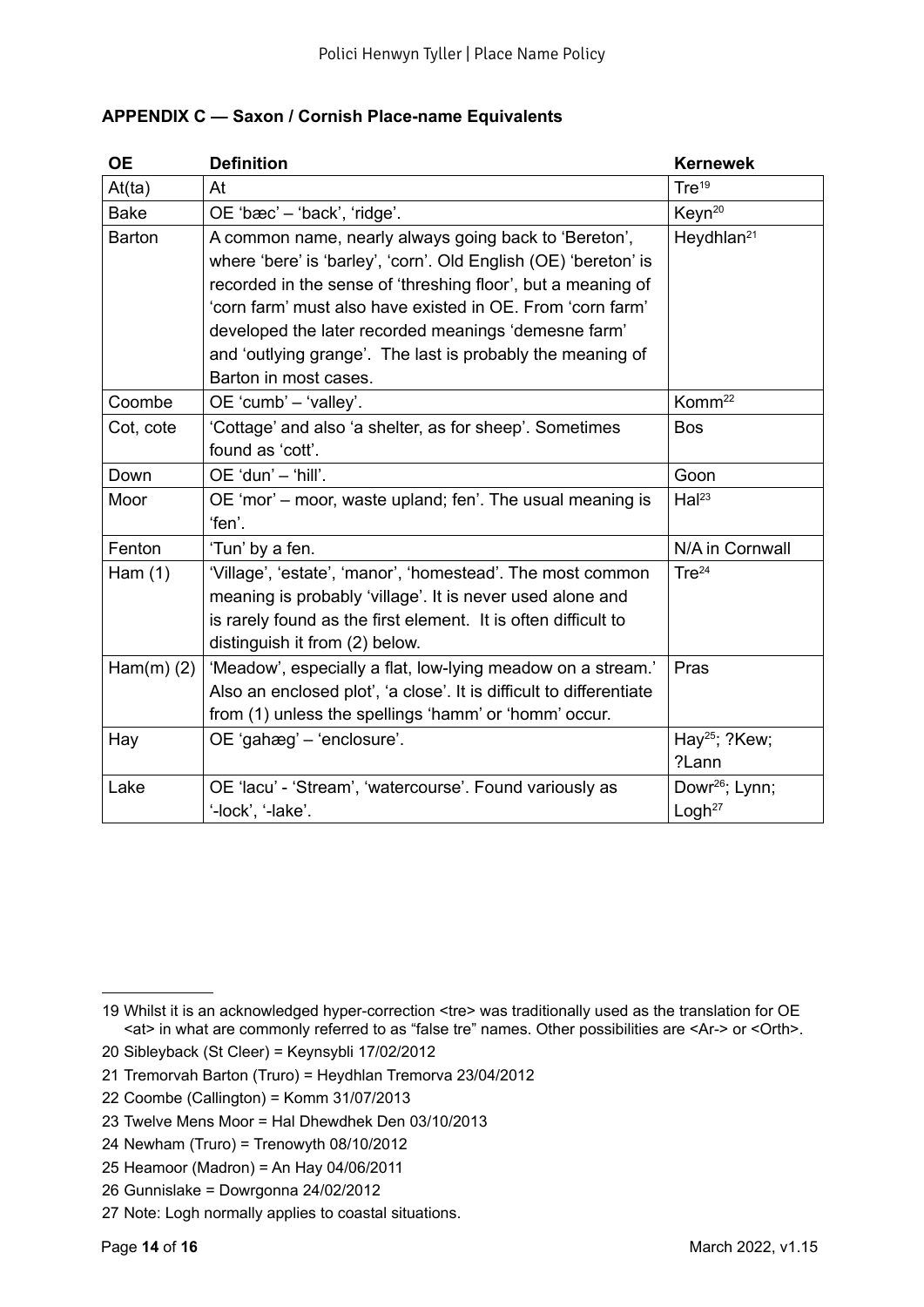### APPENDIX C — Saxon / Cornish Place-name Equivalents

| OE | Definition | Kernewek |
|---|---|---|
| At(ta) | At | Tre[19] |
| Bake | OE 'bæc' – 'back', 'ridge'. | Keyn[20] |
| Barton | A common name, nearly always going back to 'Bereton', where 'bere' is 'barley', 'corn'. Old English (OE) 'bereton' is recorded in the sense of 'threshing floor', but a meaning of 'corn farm' must also have existed in OE. From 'corn farm' developed the later recorded meanings 'demesne farm' and 'outlying grange'. The last is probably the meaning of Barton in most cases. | Heydhlan[21] |
| Coombe | OE 'cumb' – 'valley'. | Komm[22] |
| Cot, cote | 'Cottage' and also 'a shelter, as for sheep'. Sometimes found as 'cott'. | Bos |
| Down | OE 'dun' – 'hill'. | Goon |
| Moor | OE 'mor' – moor, waste upland; fen'. The usual meaning is 'fen'. | Hal[23] |
| Fenton | 'Tun' by a fen. | N/A in Cornwall |
| Ham (1) | 'Village', 'estate', 'manor', 'homestead'. The most common meaning is probably 'village'. It is never used alone and is rarely found as the first element. It is often difficult to distinguish it from (2) below. | Tre[24] |
| Ham(m) (2) | 'Meadow', especially a flat, low-lying meadow on a stream.' Also an enclosed plot', 'a close'. It is difficult to differentiate from (1) unless the spellings 'hamm' or 'homm' occur. | Pras |
| Hay | OE 'gahæg' – 'enclosure'. | Hay[25]; ?Kew; ?Lann |
| Lake | OE 'lacu' - 'Stream', 'watercourse'. Found variously as '-lock', '-lake'. | Dowr[26]; Lynn; Logh[27] |

---

19 Whilst it is an acknowledged hyper-correction <tre> was traditionally used as the translation for OE <at> in what are commonly referred to as "false tre" names. Other possibilities are <Ar-> or <Orth>.

20 Sibleyback (St Cleer) = Keynsybli 17/02/2012

21 Tremorvah Barton (Truro) = Heydhlan Tremorva 23/04/2012

22 Coombe (Callington) = Komm 31/07/2013

23 Twelve Mens Moor = Hal Dhewdhek Den 03/10/2013

24 Newham (Truro) = Trenowyth 08/10/2012

25 Heamoor (Madron) = An Hay 04/06/2011

26 Gunnislake = Dowrgonna 24/02/2012

27 Note: Logh normally applies to coastal situations.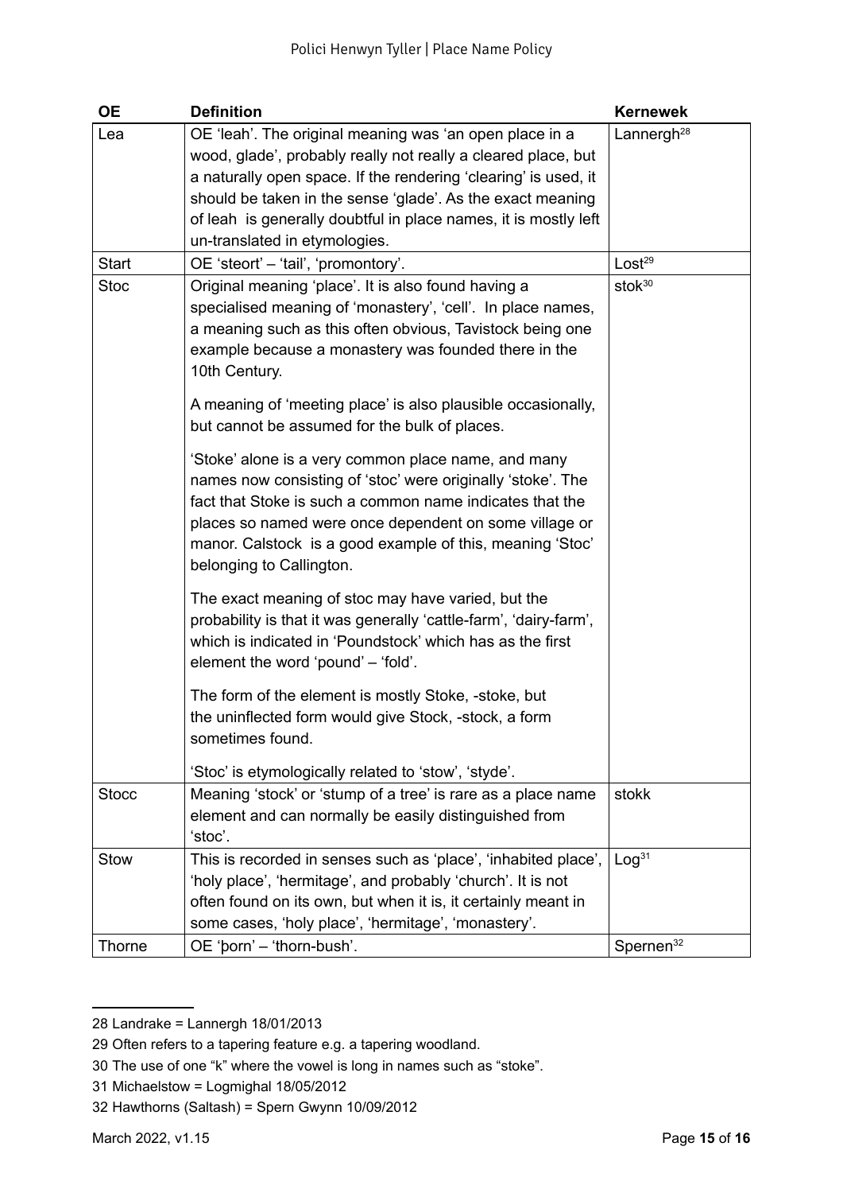| OE | Definition | Kernewek |
|---|---|---|
| Lea | OE 'leah'. The original meaning was 'an open place in a wood, glade', probably really not really a cleared place, but a naturally open space. If the rendering 'clearing' is used, it should be taken in the sense 'glade'. As the exact meaning of leah is generally doubtful in place names, it is mostly left un-translated in etymologies. | Lannergh[28] |
| Start | OE 'steort' – 'tail', 'promontory'. | Lost[29] |
| Stoc | Original meaning 'place'. It is also found having a specialised meaning of 'monastery', 'cell'. In place names, a meaning such as this often obvious, Tavistock being one example because a monastery was founded there in the 10th Century.<br><br>A meaning of 'meeting place' is also plausible occasionally, but cannot be assumed for the bulk of places.<br><br>'Stoke' alone is a very common place name, and many names now consisting of 'stoc' were originally 'stoke'. The fact that Stoke is such a common name indicates that the places so named were once dependent on some village or manor. Calstock is a good example of this, meaning 'Stoc' belonging to Callington.<br><br>The exact meaning of stoc may have varied, but the probability is that it was generally 'cattle-farm', 'dairy-farm', which is indicated in 'Poundstock' which has as the first element the word 'pound' – 'fold'.<br><br>The form of the element is mostly Stoke, -stoke, but the uninflected form would give Stock, -stock, a form sometimes found.<br><br>'Stoc' is etymologically related to 'stow', 'styde'. | stok[30] |
| Stocc | Meaning 'stock' or 'stump of a tree' is rare as a place name element and can normally be easily distinguished from 'stoc'. | stokk |
| Stow | This is recorded in senses such as 'place', 'inhabited place', 'holy place', 'hermitage', and probably 'church'. It is not often found on its own, but when it is, it certainly meant in some cases, 'holy place', 'hermitage', 'monastery'. | Log[31] |
| Thorne | OE 'þorn' – 'thorn-bush'. | Spernen[32] |

28 Landrake = Lannergh 18/01/2013

29 Often refers to a tapering feature e.g. a tapering woodland.

30 The use of one "k" where the vowel is long in names such as "stoke".

31 Michaelstow = Logmighal 18/05/2012

32 Hawthorns (Saltash) = Spern Gwynn 10/09/2012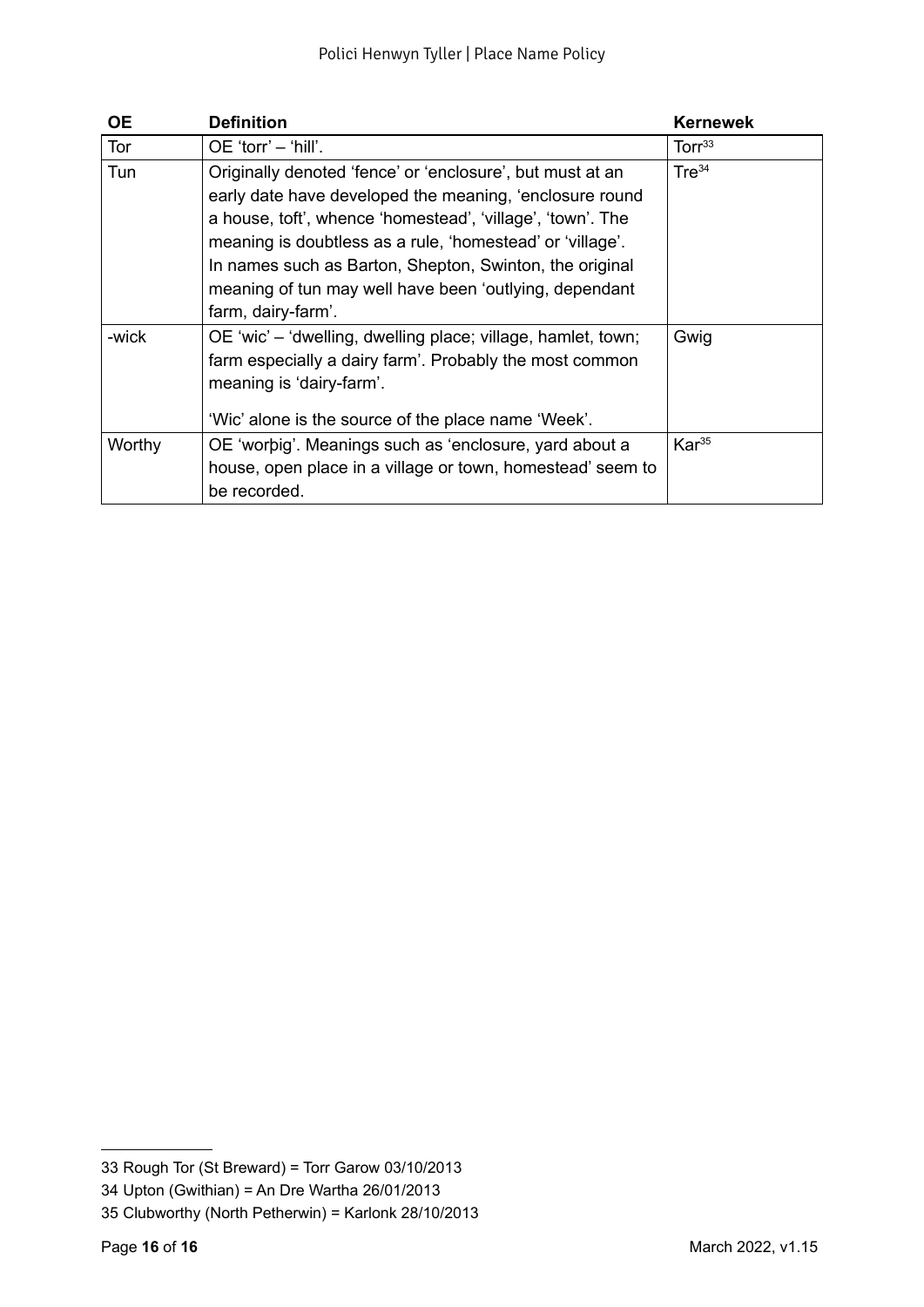| OE | Definition | Kernewek |
|---|---|---|
| Tor | OE 'torr' – 'hill'. | Torr[33] |
| Tun | Originally denoted 'fence' or 'enclosure', but must at an early date have developed the meaning, 'enclosure round a house, toft', whence 'homestead', 'village', 'town'. The meaning is doubtless as a rule, 'homestead' or 'village'. In names such as Barton, Shepton, Swinton, the original meaning of tun may well have been 'outlying, dependant farm, dairy-farm'. | Tre[34] |
| -wick | OE 'wic' – 'dwelling, dwelling place; village, hamlet, town; farm especially a dairy farm'. Probably the most common meaning is 'dairy-farm'.<br><br>'Wic' alone is the source of the place name 'Week'. | Gwig |
| Worthy | OE 'worþig'. Meanings such as 'enclosure, yard about a house, open place in a village or town, homestead' seem to be recorded. | Kar[35] |

33 Rough Tor (St Breward) = Torr Garow 03/10/2013

34 Upton (Gwithian) = An Dre Wartha 26/01/2013

35 Clubworthy (North Petherwin) = Karlonk 28/10/2013